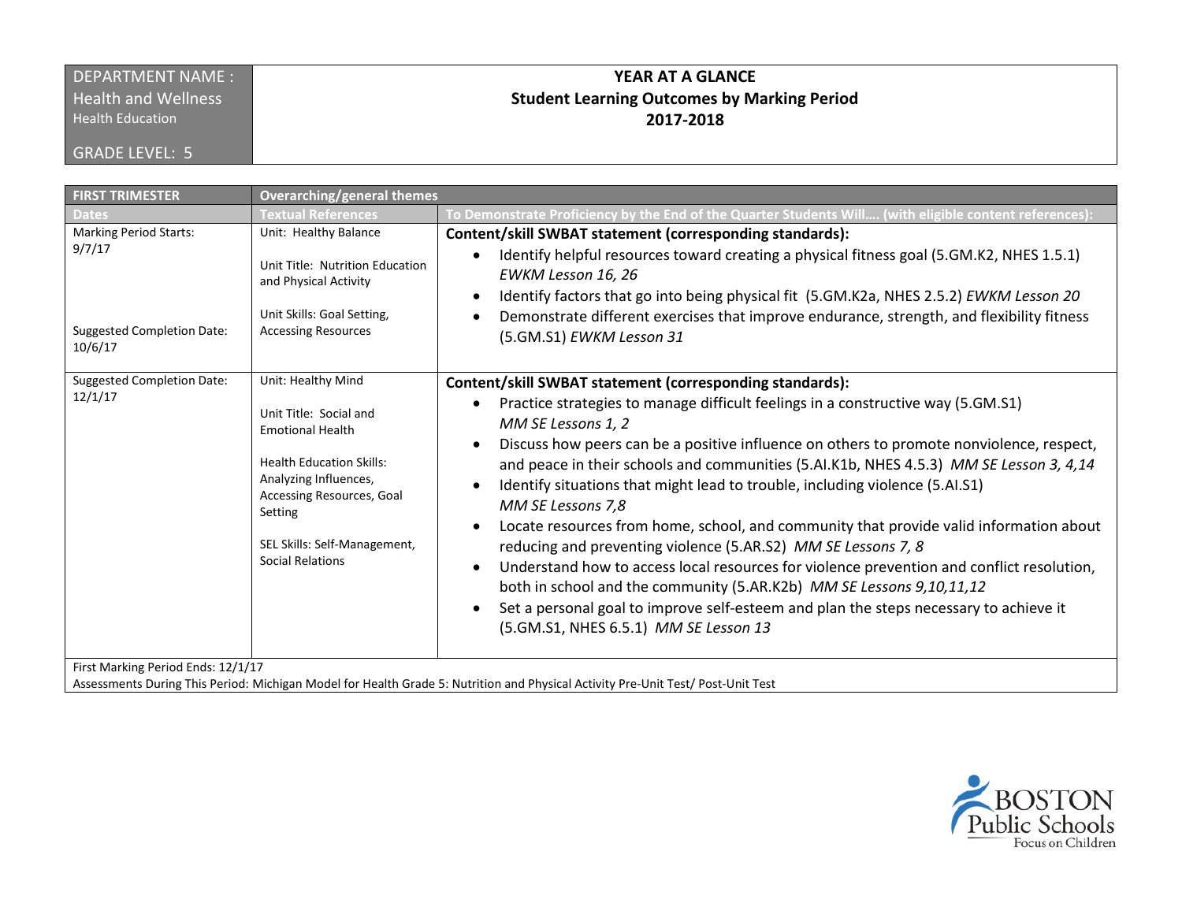| DEPARTMENT NAME : Health and Wellness<br>Health Education<br><br>GRADE LEVEL: 5 | **YEAR AT A GLANCE**<br>**Student Learning Outcomes by Marking Period**<br>**2017-2018** |
|---|---|

| **FIRST TRIMESTER** | **Overarching/general themes** | |
|---|---|---|
| **Dates** | **Textual References** | **To Demonstrate Proficiency by the End of the Quarter Students Will…. (with eligible content references):** |
| Marking Period Starts: 9/7/17<br><br>Suggested Completion Date: 10/6/17 | Unit: Healthy Balance<br><br>Unit Title: Nutrition Education and Physical Activity<br><br>Unit Skills: Goal Setting, Accessing Resources | **Content/skill SWBAT statement (corresponding standards):**<br>• Identify helpful resources toward creating a physical fitness goal (5.GM.K2, NHES 1.5.1) *EWKM Lesson 16, 26*<br>• Identify factors that go into being physical fit (5.GM.K2a, NHES 2.5.2) *EWKM Lesson 20*<br>• Demonstrate different exercises that improve endurance, strength, and flexibility fitness (5.GM.S1) *EWKM Lesson 31* |
| Suggested Completion Date: 12/1/17 | Unit: Healthy Mind<br><br>Unit Title: Social and Emotional Health<br><br>Health Education Skills: Analyzing Influences, Accessing Resources, Goal Setting<br><br>SEL Skills: Self-Management, Social Relations | **Content/skill SWBAT statement (corresponding standards):**<br>• Practice strategies to manage difficult feelings in a constructive way (5.GM.S1) *MM SE Lessons 1, 2*<br>• Discuss how peers can be a positive influence on others to promote nonviolence, respect, and peace in their schools and communities (5.AI.K1b, NHES 4.5.3) *MM SE Lesson 3, 4,14*<br>• Identify situations that might lead to trouble, including violence (5.AI.S1) *MM SE Lessons 7,8*<br>• Locate resources from home, school, and community that provide valid information about reducing and preventing violence (5.AR.S2) *MM SE Lessons 7, 8*<br>• Understand how to access local resources for violence prevention and conflict resolution, both in school and the community (5.AR.K2b) *MM SE Lessons 9,10,11,12*<br>• Set a personal goal to improve self-esteem and plan the steps necessary to achieve it (5.GM.S1, NHES 6.5.1) *MM SE Lesson 13* |
| First Marking Period Ends: 12/1/17<br>Assessments During This Period: Michigan Model for Health Grade 5: Nutrition and Physical Activity Pre-Unit Test/ Post-Unit Test | | |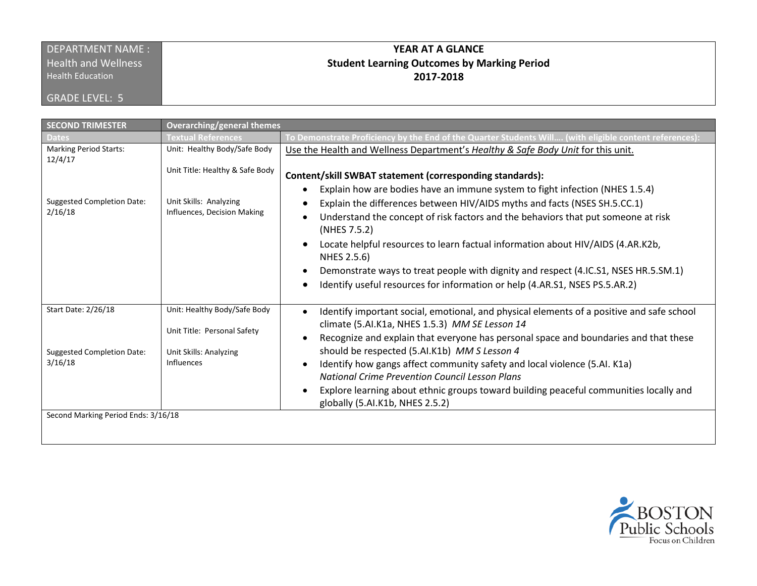| DEPARTMENT NAME : Health and Wellness<br>Health Education<br><br>GRADE LEVEL: 5 | **YEAR AT A GLANCE**<br>**Student Learning Outcomes by Marking Period**<br>**2017-2018** |
|---|---|

| **SECOND TRIMESTER** | **Overarching/general themes** | |
|---|---|---|
| **Dates** | **Textual References** | **To Demonstrate Proficiency by the End of the Quarter Students Will…. (with eligible content references):** |
| Marking Period Starts: 12/4/17<br><br>Suggested Completion Date: 2/16/18 | Unit: Healthy Body/Safe Body<br><br>Unit Title: Healthy & Safe Body<br><br>Unit Skills: Analyzing Influences, Decision Making | Use the Health and Wellness Department's *Healthy & Safe Body Unit* for this unit.<br><br>**Content/skill SWBAT statement (corresponding standards):**<br>• Explain how are bodies have an immune system to fight infection (NHES 1.5.4)<br>• Explain the differences between HIV/AIDS myths and facts (NSES SH.5.CC.1)<br>• Understand the concept of risk factors and the behaviors that put someone at risk (NHES 7.5.2)<br>• Locate helpful resources to learn factual information about HIV/AIDS (4.AR.K2b, NHES 2.5.6)<br>• Demonstrate ways to treat people with dignity and respect (4.IC.S1, NSES HR.5.SM.1)<br>• Identify useful resources for information or help (4.AR.S1, NSES PS.5.AR.2) |
| Start Date: 2/26/18<br><br>Suggested Completion Date: 3/16/18 | Unit: Healthy Body/Safe Body<br><br>Unit Title: Personal Safety<br><br>Unit Skills: Analyzing Influences | • Identify important social, emotional, and physical elements of a positive and safe school climate (5.AI.K1a, NHES 1.5.3) *MM SE Lesson 14*<br>• Recognize and explain that everyone has personal space and boundaries and that these should be respected (5.AI.K1b) *MM S Lesson 4*<br>• Identify how gangs affect community safety and local violence (5.AI. K1a) *National Crime Prevention Council Lesson Plans*<br>• Explore learning about ethnic groups toward building peaceful communities locally and globally (5.AI.K1b, NHES 2.5.2) |
| Second Marking Period Ends: 3/16/18 | | |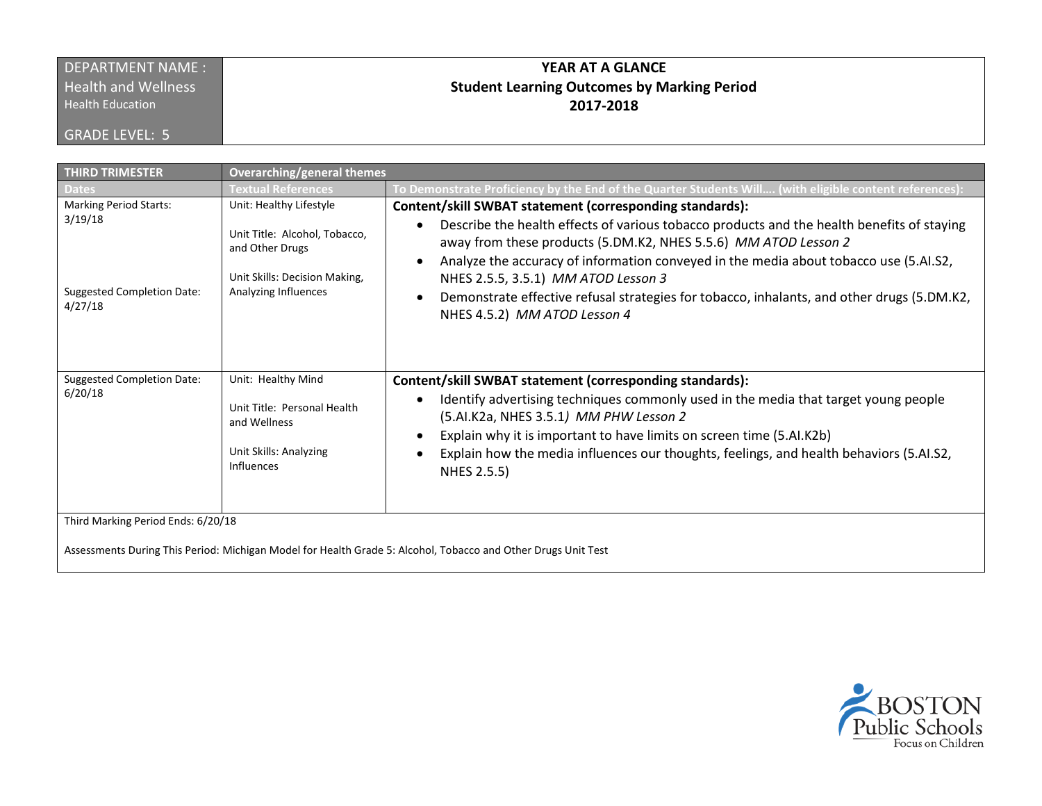| DEPARTMENT NAME : Health and Wellness Health Education GRADE LEVEL: 5 | YEAR AT A GLANCE Student Learning Outcomes by Marking Period 2017-2018 |
|---|---|

| THIRD TRIMESTER | Overarching/general themes | |
|---|---|---|
| **Dates** | **Textual References** | **To Demonstrate Proficiency by the End of the Quarter Students Will…. (with eligible content references):** |
| Marking Period Starts: 3/19/18<br><br>Suggested Completion Date: 4/27/18 | Unit: Healthy Lifestyle<br><br>Unit Title: Alcohol, Tobacco, and Other Drugs<br><br>Unit Skills: Decision Making, Analyzing Influences | **Content/skill SWBAT statement (corresponding standards):**<br>• Describe the health effects of various tobacco products and the health benefits of staying away from these products (5.DM.K2, NHES 5.5.6) *MM ATOD Lesson 2*<br>• Analyze the accuracy of information conveyed in the media about tobacco use (5.AI.S2, NHES 2.5.5, 3.5.1) *MM ATOD Lesson 3*<br>• Demonstrate effective refusal strategies for tobacco, inhalants, and other drugs (5.DM.K2, NHES 4.5.2) *MM ATOD Lesson 4* |
| Suggested Completion Date: 6/20/18 | Unit: Healthy Mind<br><br>Unit Title: Personal Health and Wellness<br><br>Unit Skills: Analyzing Influences | **Content/skill SWBAT statement (corresponding standards):**<br>• Identify advertising techniques commonly used in the media that target young people (5.AI.K2a, NHES 3.5.1*) MM PHW Lesson 2*<br>• Explain why it is important to have limits on screen time (5.AI.K2b)<br>• Explain how the media influences our thoughts, feelings, and health behaviors (5.AI.S2, NHES 2.5.5) |

Third Marking Period Ends: 6/20/18

Assessments During This Period: Michigan Model for Health Grade 5: Alcohol, Tobacco and Other Drugs Unit Test

BOSTON Public Schools
Focus on Children